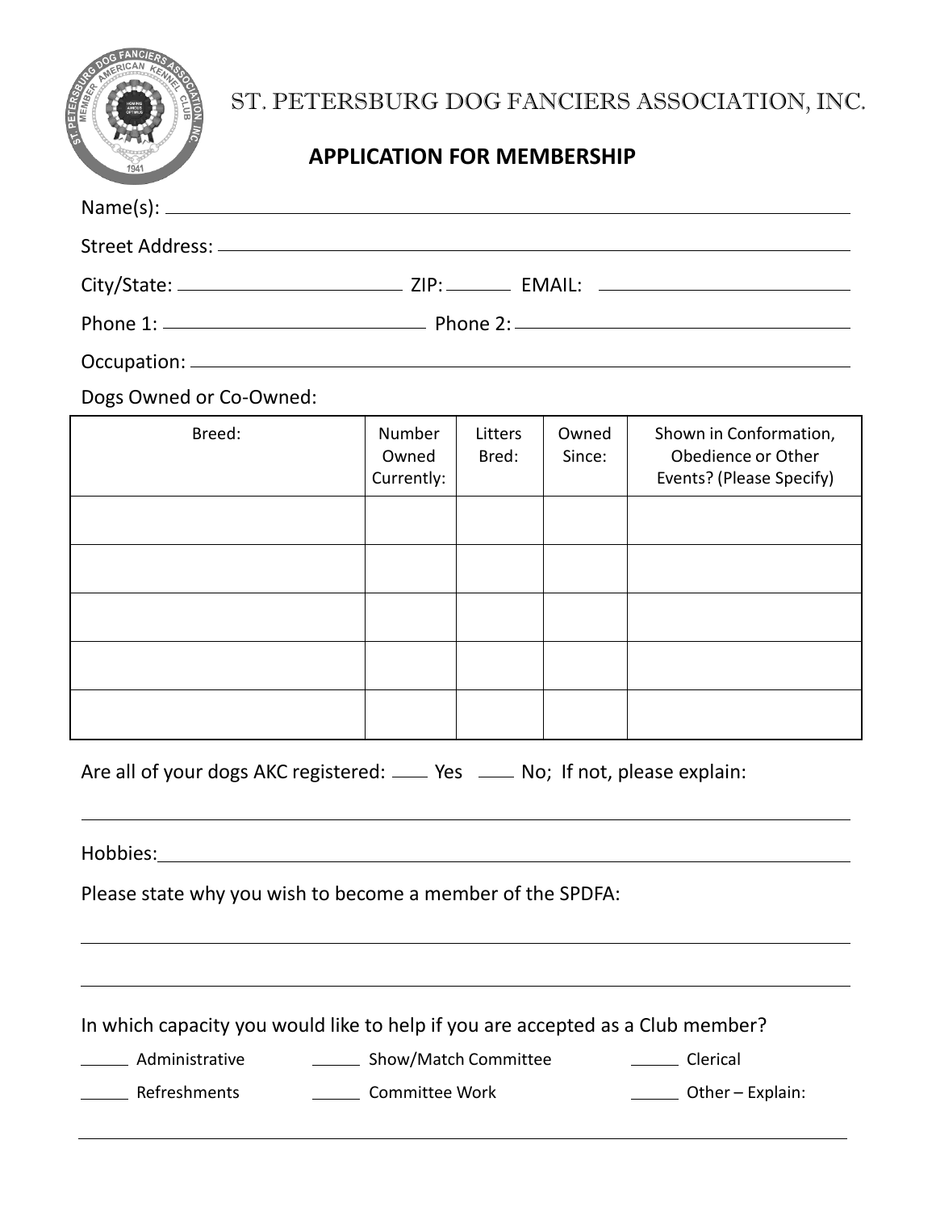# ST. PETERSBURG DOG FANCIERS ASSOCIATION, INC.

## APPLICATION FOR MEMBERSHIP

Name(s): ______________________________________________

Street Address: ______________________________________________

City/State: ____________________ ZIP: ________ EMAIL: ____________________

Phone 1: ____________________ Phone 2: ____________________

Occupation: ______________________________________________

Dogs Owned or Co-Owned:

| Breed: | Number Owned Currently: | Litters Bred: | Owned Since: | Shown in Conformation, Obedience or Other Events? (Please Specify) |
|---|---|---|---|---|
| | | | | |
| | | | | |
| | | | | |
| | | | | |
| | | | | |

Are all of your dogs AKC registered: ____ Yes ____ No; If not, please explain:

______________________________________________

Hobbies: ______________________________________________

Please state why you wish to become a member of the SPDFA:

______________________________________________

______________________________________________

In which capacity you would like to help if you are accepted as a Club member?

______ Administrative ______ Show/Match Committee ______ Clerical

______ Refreshments ______ Committee Work ______ Other – Explain:

______________________________________________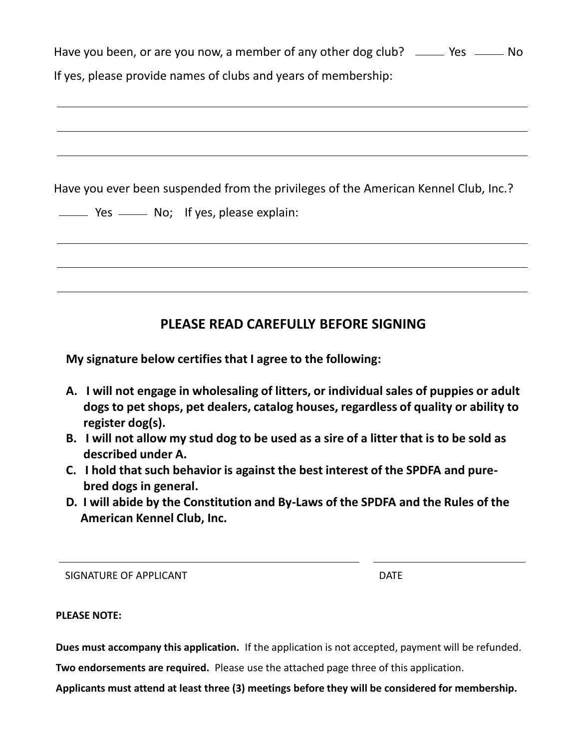Have you been, or are you now, a member of any other dog club? \_\_\_\_\_ Yes \_\_\_\_\_ No

If yes, please provide names of clubs and years of membership:

\_\_\_\_\_\_\_\_\_\_\_\_\_\_\_\_\_\_\_\_\_\_\_\_\_\_\_\_\_\_\_\_\_\_\_\_\_\_\_\_\_\_\_\_\_\_\_\_\_\_\_\_\_\_\_\_\_\_\_\_\_\_\_\_\_\_\_\_\_\_\_\_

\_\_\_\_\_\_\_\_\_\_\_\_\_\_\_\_\_\_\_\_\_\_\_\_\_\_\_\_\_\_\_\_\_\_\_\_\_\_\_\_\_\_\_\_\_\_\_\_\_\_\_\_\_\_\_\_\_\_\_\_\_\_\_\_\_\_\_\_\_\_\_\_

\_\_\_\_\_\_\_\_\_\_\_\_\_\_\_\_\_\_\_\_\_\_\_\_\_\_\_\_\_\_\_\_\_\_\_\_\_\_\_\_\_\_\_\_\_\_\_\_\_\_\_\_\_\_\_\_\_\_\_\_\_\_\_\_\_\_\_\_\_\_\_\_

Have you ever been suspended from the privileges of the American Kennel Club, Inc.?

\_\_\_\_\_ Yes \_\_\_\_\_ No; If yes, please explain:

\_\_\_\_\_\_\_\_\_\_\_\_\_\_\_\_\_\_\_\_\_\_\_\_\_\_\_\_\_\_\_\_\_\_\_\_\_\_\_\_\_\_\_\_\_\_\_\_\_\_\_\_\_\_\_\_\_\_\_\_\_\_\_\_\_\_\_\_\_\_\_\_

\_\_\_\_\_\_\_\_\_\_\_\_\_\_\_\_\_\_\_\_\_\_\_\_\_\_\_\_\_\_\_\_\_\_\_\_\_\_\_\_\_\_\_\_\_\_\_\_\_\_\_\_\_\_\_\_\_\_\_\_\_\_\_\_\_\_\_\_\_\_\_\_

\_\_\_\_\_\_\_\_\_\_\_\_\_\_\_\_\_\_\_\_\_\_\_\_\_\_\_\_\_\_\_\_\_\_\_\_\_\_\_\_\_\_\_\_\_\_\_\_\_\_\_\_\_\_\_\_\_\_\_\_\_\_\_\_\_\_\_\_\_\_\_\_

## PLEASE READ CAREFULLY BEFORE SIGNING

**My signature below certifies that I agree to the following:**

**A. I will not engage in wholesaling of litters, or individual sales of puppies or adult dogs to pet shops, pet dealers, catalog houses, regardless of quality or ability to register dog(s).**

**B. I will not allow my stud dog to be used as a sire of a litter that is to be sold as described under A.**

**C. I hold that such behavior is against the best interest of the SPDFA and pure-bred dogs in general.**

**D. I will abide by the Constitution and By-Laws of the SPDFA and the Rules of the American Kennel Club, Inc.**

\_\_\_\_\_\_\_\_\_\_\_\_\_\_\_\_\_\_\_\_\_\_\_\_\_\_\_\_\_\_\_\_\_\_\_\_\_\_\_\_ \_\_\_\_\_\_\_\_\_\_\_\_\_\_\_\_\_\_\_\_

SIGNATURE OF APPLICANT DATE

**PLEASE NOTE:**

**Dues must accompany this application.** If the application is not accepted, payment will be refunded.

**Two endorsements are required.** Please use the attached page three of this application.

**Applicants must attend at least three (3) meetings before they will be considered for membership.**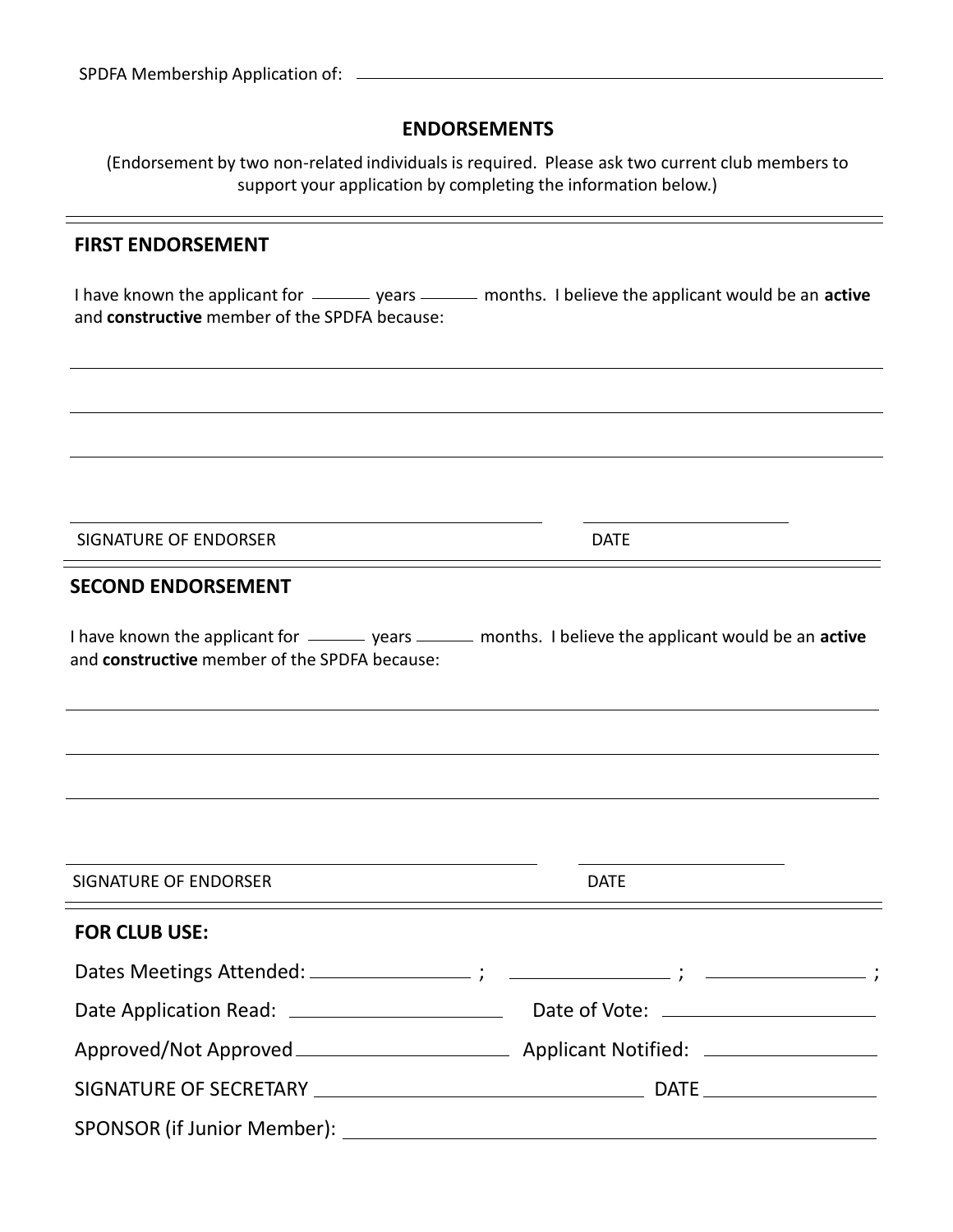SPDFA Membership Application of: ______________________________

## ENDORSEMENTS

(Endorsement by two non-related individuals is required. Please ask two current club members to support your application by completing the information below.)

---

### FIRST ENDORSEMENT

I have known the applicant for ______ years ______ months. I believe the applicant would be an **active** and **constructive** member of the SPDFA because:

______________________________________________________________________

______________________________________________________________________

______________________________________________________________________

______________________________________ ____________________

SIGNATURE OF ENDORSER DATE

---

### SECOND ENDORSEMENT

I have known the applicant for ______ years ______ months. I believe the applicant would be an **active** and **constructive** member of the SPDFA because:

______________________________________________________________________

______________________________________________________________________

______________________________________________________________________

______________________________________ ____________________

SIGNATURE OF ENDORSER DATE

---

### FOR CLUB USE:

Dates Meetings Attended: ______________ ; ______________ ; ______________ ;

Date Application Read: ________________ Date of Vote: ________________

Approved/Not Approved ________________ Applicant Notified: ______________

SIGNATURE OF SECRETARY __________________________ DATE ______________

SPONSOR (if Junior Member): ________________________________________